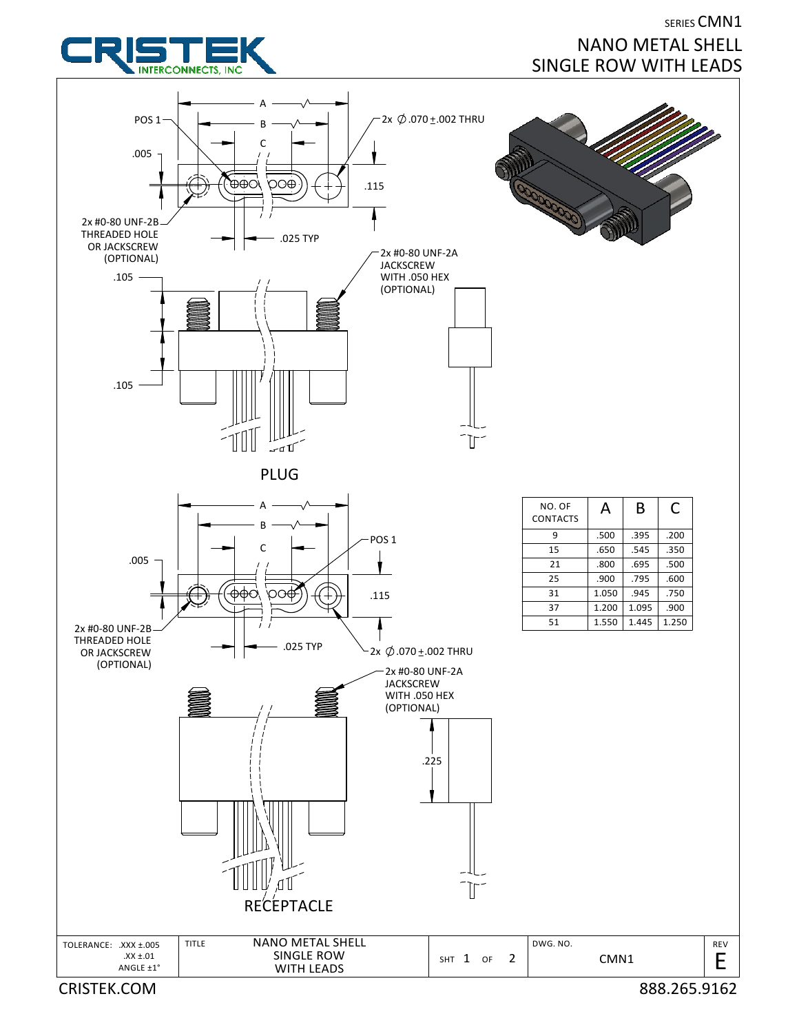SERIES CMN1

# NANO METAL SHELL
# SINGLE ROW WITH LEADS

CRISTEK INTERCONNECTS, INC

## PLUG

A, B, C

POS 1

.005

2x ∅.070 ± .002 THRU

.115

2x #0-80 UNF-2B THREADED HOLE OR JACKSCREW (OPTIONAL)

.025 TYP

.105

2x #0-80 UNF-2A JACKSCREW WITH .050 HEX (OPTIONAL)

.105

## RECEPTACLE

A, B, C

POS 1

.005

.115

2x #0-80 UNF-2B THREADED HOLE OR JACKSCREW (OPTIONAL)

.025 TYP

2x ∅.070 ± .002 THRU

2x #0-80 UNF-2A JACKSCREW WITH .050 HEX (OPTIONAL)

.225

| NO. OF CONTACTS | A | B | C |
|---|---|---|---|
| 9 | .500 | .395 | .200 |
| 15 | .650 | .545 | .350 |
| 21 | .800 | .695 | .500 |
| 25 | .900 | .795 | .600 |
| 31 | 1.050 | .945 | .750 |
| 37 | 1.200 | 1.095 | .900 |
| 51 | 1.550 | 1.445 | 1.250 |

| TOLERANCE: .XXX ±.005 .XX ±.01 ANGLE ±1° | TITLE NANO METAL SHELL SINGLE ROW WITH LEADS | SHT 1 OF 2 | DWG. NO. CMN1 | REV E |
|---|---|---|---|---|

CRISTEK.COM 888.265.9162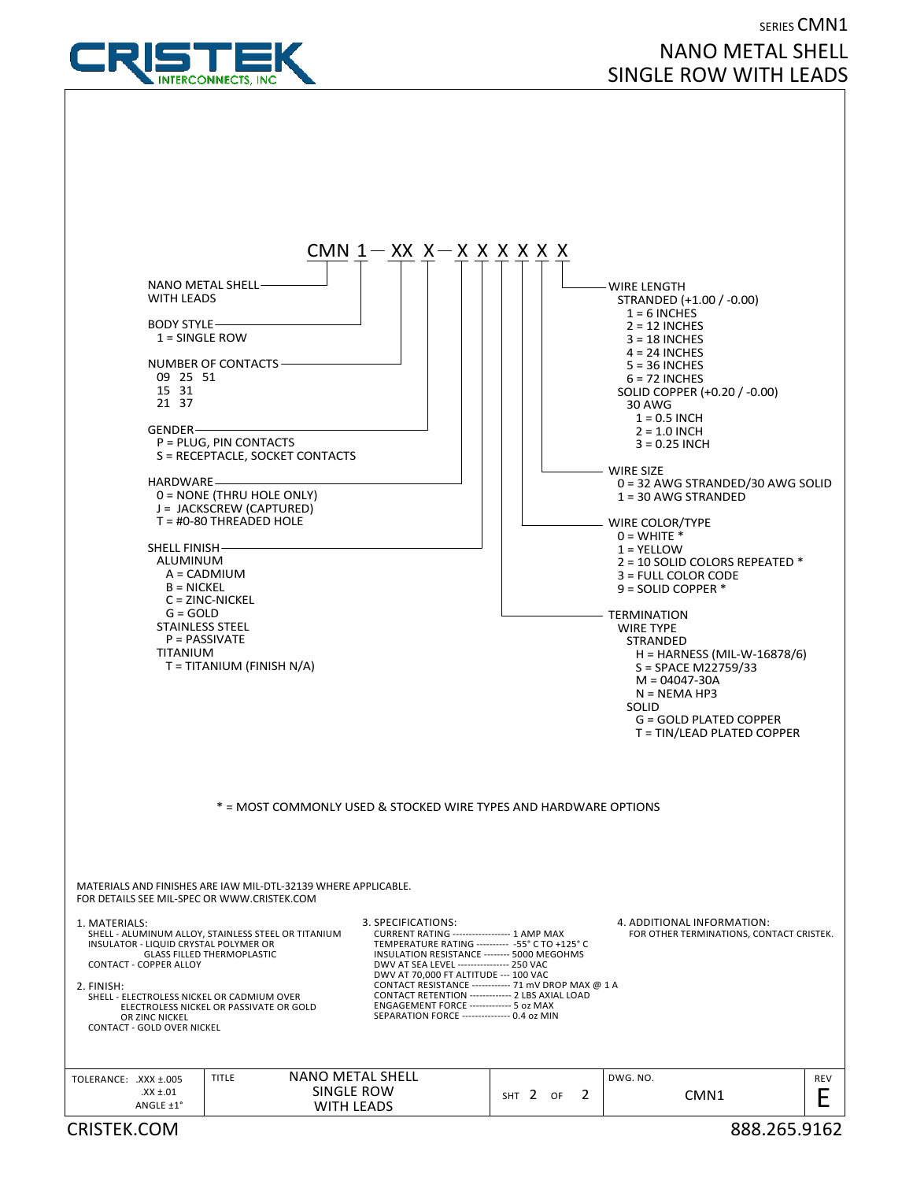# SERIES CMN1

## NANO METAL SHELL SINGLE ROW WITH LEADS

CMN 1 — XX X — X X X X X X

**NANO METAL SHELL WITH LEADS**

**BODY STYLE**
- 1 = SINGLE ROW

**NUMBER OF CONTACTS**
- 09 25 51
- 15 31
- 21 37

**GENDER**
- P = PLUG, PIN CONTACTS
- S = RECEPTACLE, SOCKET CONTACTS

**HARDWARE**
- 0 = NONE (THRU HOLE ONLY)
- J = JACKSCREW (CAPTURED)
- T = #0-80 THREADED HOLE

**SHELL FINISH**
- ALUMINUM
  - A = CADMIUM
  - B = NICKEL
  - C = ZINC-NICKEL
  - G = GOLD
- STAINLESS STEEL
  - P = PASSIVATE
- TITANIUM
  - T = TITANIUM (FINISH N/A)

**TERMINATION**
- WIRE TYPE
  - STRANDED
    - H = HARNESS (MIL-W-16878/6)
    - S = SPACE M22759/33
    - M = 04047-30A
    - N = NEMA HP3
  - SOLID
    - G = GOLD PLATED COPPER
    - T = TIN/LEAD PLATED COPPER

**WIRE COLOR/TYPE**
- 0 = WHITE *
- 1 = YELLOW
- 2 = 10 SOLID COLORS REPEATED *
- 3 = FULL COLOR CODE
- 9 = SOLID COPPER *

**WIRE SIZE**
- 0 = 32 AWG STRANDED/30 AWG SOLID
- 1 = 30 AWG STRANDED

**WIRE LENGTH**
- STRANDED (+1.00 / -0.00)
  - 1 = 6 INCHES
  - 2 = 12 INCHES
  - 3 = 18 INCHES
  - 4 = 24 INCHES
  - 5 = 36 INCHES
  - 6 = 72 INCHES
- SOLID COPPER (+0.20 / -0.00)
  - 30 AWG
    - 1 = 0.5 INCH
    - 2 = 1.0 INCH
    - 3 = 0.25 INCH

* = MOST COMMONLY USED & STOCKED WIRE TYPES AND HARDWARE OPTIONS

MATERIALS AND FINISHES ARE IAW MIL-DTL-32139 WHERE APPLICABLE.
FOR DETAILS SEE MIL-SPEC OR WWW.CRISTEK.COM

1. MATERIALS:
   - SHELL - ALUMINUM ALLOY, STAINLESS STEEL OR TITANIUM
   - INSULATOR - LIQUID CRYSTAL POLYMER OR GLASS FILLED THERMOPLASTIC
   - CONTACT - COPPER ALLOY

2. FINISH:
   - SHELL - ELECTROLESS NICKEL OR CADMIUM OVER ELECTROLESS NICKEL OR PASSIVATE OR GOLD OR ZINC NICKEL
   - CONTACT - GOLD OVER NICKEL

3. SPECIFICATIONS:
   - CURRENT RATING ------------------ 1 AMP MAX
   - TEMPERATURE RATING ---------- -55° C TO +125° C
   - INSULATION RESISTANCE -------- 5000 MEGOHMS
   - DWV AT SEA LEVEL ---------------- 250 VAC
   - DWV AT 70,000 FT ALTITUDE --- 100 VAC
   - CONTACT RESISTANCE ------------ 71 mV DROP MAX @ 1 A
   - CONTACT RETENTION ------------- 2 LBS AXIAL LOAD
   - ENGAGEMENT FORCE ------------- 5 oz MAX
   - SEPARATION FORCE --------------- 0.4 oz MIN

4. ADDITIONAL INFORMATION:
   - FOR OTHER TERMINATIONS, CONTACT CRISTEK.

| TOLERANCE | TITLE | | DWG. NO. | REV |
|---|---|---|---|---|
| .XXX ±.005<br>.XX ±.01<br>ANGLE ±1° | NANO METAL SHELL SINGLE ROW WITH LEADS | SHT 2 OF 2 | CMN1 | E |